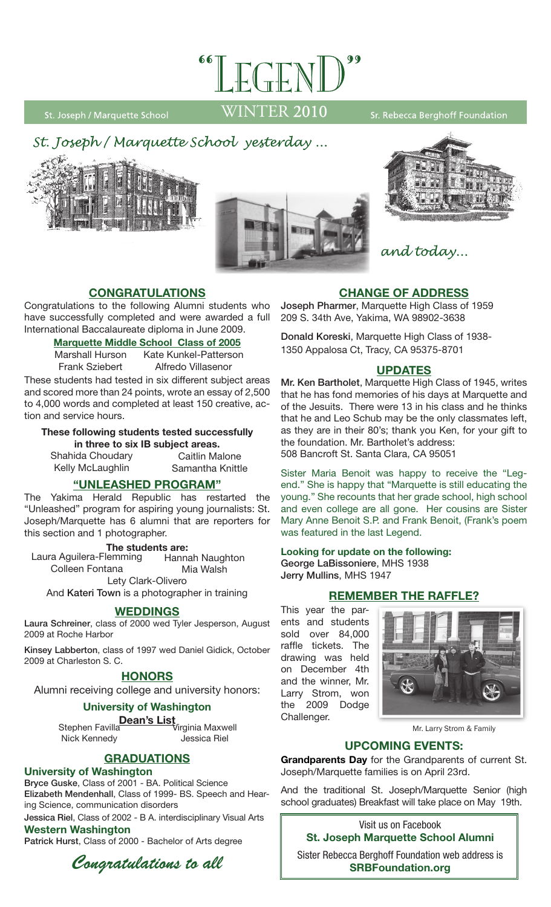# "LEGEND"

St. Joseph / Marquette School — WINTER 2010 — Sr. Rebecca Berghoff Foundation

*St. Joseph / Marquette School yesterday ...*

*and today...*

## CONGRATULATIONS

Congratulations to the following Alumni students who have successfully completed and were awarded a full International Baccalaureate diploma in June 2009.

**Marquette Middle School Class of 2005**

Marshall Hurson — Kate Kunkel-Patterson
Frank Sziebert — Alfredo Villasenor

These students had tested in six different subject areas and scored more than 24 points, wrote an essay of 2,500 to 4,000 words and completed at least 150 creative, action and service hours.

**These following students tested successfully in three to six IB subject areas.**

Shahida Choudary — Caitlin Malone
Kelly McLaughlin — Samantha Knittle

## "UNLEASHED PROGRAM"

The Yakima Herald Republic has restarted the "Unleashed" program for aspiring young journalists: St. Joseph/Marquette has 6 alumni that are reporters for this section and 1 photographer.

**The students are:**

Laura Aguilera-Flemming — Hannah Naughton
Colleen Fontana — Mia Walsh
Lety Clark-Olivero

And **Kateri Town** is a photographer in training

## WEDDINGS

**Laura Schreiner**, class of 2000 wed Tyler Jesperson, August 2009 at Roche Harbor

**Kinsey Labberton**, class of 1997 wed Daniel Gidick, October 2009 at Charleston S. C.

## HONORS

Alumni receiving college and university honors:

**University of Washington**

**Dean's List**

Stephen Favilla — Virginia Maxwell
Nick Kennedy — Jessica Riel

## GRADUATIONS

**University of Washington**

**Bryce Guske**, Class of 2001 - BA. Political Science

**Elizabeth Mendenhall**, Class of 1999- BS. Speech and Hearing Science, communication disorders

**Jessica Riel**, Class of 2002 - B A. interdisciplinary Visual Arts

**Western Washington**

**Patrick Hurst**, Class of 2000 - Bachelor of Arts degree

*Congratulations to all*

## CHANGE OF ADDRESS

**Joseph Pharmer**, Marquette High Class of 1959
209 S. 34th Ave, Yakima, WA 98902-3638

**Donald Koreski**, Marquette High Class of 1938-
1350 Appalosa Ct, Tracy, CA 95375-8701

## UPDATES

**Mr. Ken Bartholet**, Marquette High Class of 1945, writes that he has fond memories of his days at Marquette and of the Jesuits. There were 13 in his class and he thinks that he and Leo Schub may be the only classmates left, as they are in their 80's; thank you Ken, for your gift to the foundation. Mr. Bartholet's address:
508 Bancroft St. Santa Clara, CA 95051

Sister Maria Benoit was happy to receive the "Legend." She is happy that "Marquette is still educating the young." She recounts that her grade school, high school and even college are all gone. Her cousins are Sister Mary Anne Benoit S.P. and Frank Benoit, (Frank's poem was featured in the last Legend.

**Looking for update on the following:**

**George LaBissoniere**, MHS 1938
**Jerry Mullins**, MHS 1947

## REMEMBER THE RAFFLE?

This year the parents and students sold over 84,000 raffle tickets. The drawing was held on December 4th and the winner, Mr. Larry Strom, won the 2009 Dodge Challenger.

Mr. Larry Strom & Family

## UPCOMING EVENTS:

**Grandparents Day** for the Grandparents of current St. Joseph/Marquette families is on April 23rd.

And the traditional St. Joseph/Marquette Senior (high school graduates) Breakfast will take place on May 19th.

Visit us on Facebook
**St. Joseph Marquette School Alumni**

Sister Rebecca Berghoff Foundation web address is
**SRBFoundation.org**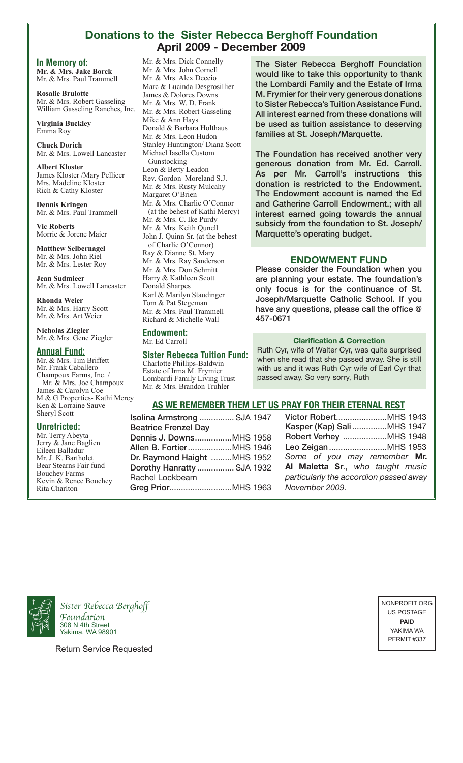# Donations to the Sister Rebecca Berghoff Foundation
## April 2009 - December 2009

### In Memory of:

**Mr. & Mrs. Jake Borck**
Mr. & Mrs. Paul Trammell

**Rosalie Brulotte**
Mr. & Mrs. Robert Gasseling
William Gasseling Ranches, Inc.

**Virginia Buckley**
Emma Roy

**Chuck Dorich**
Mr. & Mrs. Lowell Lancaster

**Albert Kloster**
James Kloster /Mary Pellicer
Mrs. Madeline Kloster
Rich & Cathy Kloster

**Dennis Kringen**
Mr. & Mrs. Paul Trammell

**Vic Roberts**
Morrie & Jorene Maier

**Matthew Selbernagel**
Mr. & Mrs. John Riel
Mr. & Mrs. Lester Roy

**Jean Sudmieer**
Mr. & Mrs. Lowell Lancaster

**Rhonda Weier**
Mr. & Mrs. Harry Scott
Mr. & Mrs. Art Weier

**Nicholas Ziegler**
Mr. & Mrs. Gene Ziegler

### Annual Fund:

Mr. & Mrs. Tim Briffett
Mr. Frank Caballero
Champoux Farms, Inc. / Mr. & Mrs. Joe Champoux
James & Carolyn Coe
M & G Properties- Kathi Mercy
Ken & Lorraine Sauve
Sheryl Scott

### Unretricted:

Mr. Terry Abeyta
Jerry & Jane Baglien
Eileen Balladur
Mr. J. K. Bartholet
Bear Stearns Fair fund
Bouchey Farms
Kevin & Renee Bouchey
Rita Charlton
Mr. & Mrs. Dick Connelly
Mr. & Mrs. John Cornell
Mr. & Mrs. Alex Deccio
Marc & Lucinda Desgrosillier
James & Dolores Downs
Mr. & Mrs. W. D. Frank
Mr. & Mrs. Robert Gasseling
Mike & Ann Hays
Donald & Barbara Holthaus
Mr. & Mrs. Leon Hudon
Stanley Huntington/ Diana Scott
Michael Iasella Custom Gunstocking
Leon & Betty Leadon
Rev. Gordon Moreland S.J.
Mr. & Mrs. Rusty Mulcahy
Margaret O'Brien
Mr. & Mrs. Charlie O'Connor (at the behest of Kathi Mercy)
Mr. & Mrs. C. Ike Purdy
Mr. & Mrs. Keith Qunell
John J. Quinn Sr. (at the behest of Charlie O'Connor)
Ray & Dianne St. Mary
Mr. & Mrs. Ray Sanderson
Mr. & Mrs. Don Schmitt
Harry & Kathleen Scott
Donald Sharpes
Karl & Marilyn Staudinger
Tom & Pat Stegeman
Mr. & Mrs. Paul Trammell
Richard & Michelle Wall

### Endowment:

Mr. Ed Carroll

### Sister Rebecca Tuition Fund:

Charlotte Phillips-Baldwin
Estate of Irma M. Frymier
Lombardi Family Living Trust
Mr. & Mrs. Brandon Truhler

The Sister Rebecca Berghoff Foundation would like to take this opportunity to thank the Lombardi Family and the Estate of Irma M. Frymier for their very generous donations to Sister Rebecca's Tuition Assistance Fund. All interest earned from these donations will be used as tuition assistance to deserving families at St. Joseph/Marquette.

The Foundation has received another very generous donation from Mr. Ed. Carroll. As per Mr. Carroll's instructions this donation is restricted to the Endowment. The Endowment account is named the Ed and Catherine Carroll Endowment.; with all interest earned going towards the annual subsidy from the foundation to St. Joseph/ Marquette's operating budget.

## ENDOWMENT FUND

Please consider the Foundation when you are planning your estate. The foundation's only focus is for the continuance of St. Joseph/Marquette Catholic School. If you have any questions, please call the office @ 457-0671

#### Clarification & Correction

Ruth Cyr, wife of Walter Cyr, was quite surprised when she read that she passed away. She is still with us and it was Ruth Cyr wife of Earl Cyr that passed away. So very sorry, Ruth

## AS WE REMEMBER THEM LET US PRAY FOR THEIR ETERNAL REST

Isolina Armstrong ............... SJA 1947
Beatrice Frenzel Day
Dennis J. Downs................MHS 1958
Allen B. Fortier...................MHS 1946
Dr. Raymond Haight .........MHS 1952
Dorothy Hanratty ................ SJA 1932
Rachel Lockbeam
Greg Prior...........................MHS 1963
Victor Robert......................MHS 1943
Kasper (Kap) Sali ...............MHS 1947
Robert Verhey ...................MHS 1948
Leo Zeigan .........................MHS 1953

*Some of you may remember* **Mr. Al Maletta Sr**.*, who taught music particularly the accordion passed away November 2009.*

*Sister Rebecca Berghoff Foundation*
308 N 4th Street
Yakima, WA 98901

Return Service Requested

NONPROFIT ORG
US POSTAGE
**PAID**
YAKIMA WA
PERMIT #337